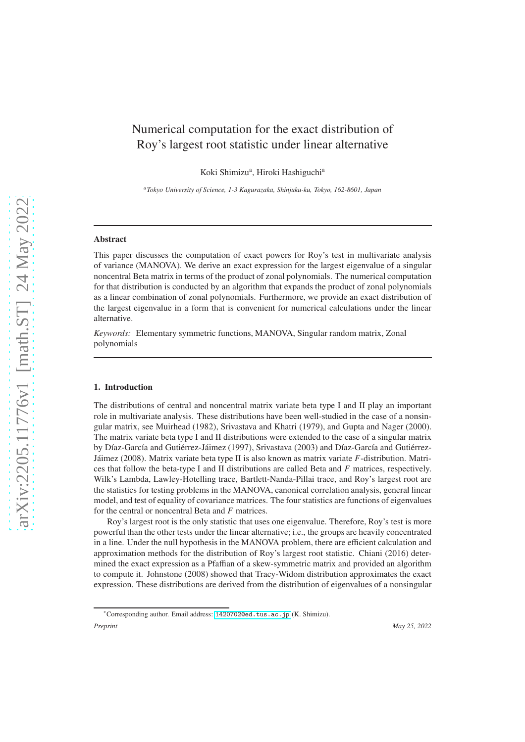# Numerical computation for the exact distribution of Roy's largest root statistic under linear alternative

Koki Shimizu[a], Hiroki Hashiguchi[a]

[a] *Tokyo University of Science, 1-3 Kagurazaka, Shinjuku-ku, Tokyo, 162-8601, Japan*

---

### Abstract

This paper discusses the computation of exact powers for Roy's test in multivariate analysis of variance (MANOVA). We derive an exact expression for the largest eigenvalue of a singular noncentral Beta matrix in terms of the product of zonal polynomials. The numerical computation for that distribution is conducted by an algorithm that expands the product of zonal polynomials as a linear combination of zonal polynomials. Furthermore, we provide an exact distribution of the largest eigenvalue in a form that is convenient for numerical calculations under the linear alternative.

*Keywords:* Elementary symmetric functions, MANOVA, Singular random matrix, Zonal polynomials

---

## 1. Introduction

The distributions of central and noncentral matrix variate beta type I and II play an important role in multivariate analysis. These distributions have been well-studied in the case of a nonsingular matrix, see Muirhead (1982), Srivastava and Khatri (1979), and Gupta and Nager (2000). The matrix variate beta type I and II distributions were extended to the case of a singular matrix by Díaz-García and Gutiérrez-Jáimez (1997), Srivastava (2003) and Díaz-García and Gutiérrez-Jáimez (2008). Matrix variate beta type II is also known as matrix variate $F$-distribution. Matrices that follow the beta-type I and II distributions are called Beta and $F$ matrices, respectively. Wilk's Lambda, Lawley-Hotelling trace, Bartlett-Nanda-Pillai trace, and Roy's largest root are the statistics for testing problems in the MANOVA, canonical correlation analysis, general linear model, and test of equality of covariance matrices. The four statistics are functions of eigenvalues for the central or noncentral Beta and $F$ matrices.

Roy's largest root is the only statistic that uses one eigenvalue. Therefore, Roy's test is more powerful than the other tests under the linear alternative; i.e., the groups are heavily concentrated in a line. Under the null hypothesis in the MANOVA problem, there are efficient calculation and approximation methods for the distribution of Roy's largest root statistic. Chiani (2016) determined the exact expression as a Pfaffian of a skew-symmetric matrix and provided an algorithm to compute it. Johnstone (2008) showed that Tracy-Widom distribution approximates the exact expression. These distributions are derived from the distribution of eigenvalues of a nonsingular

---

*Corresponding author. Email address: 1420702@ed.tus.ac.jp (K. Shimizu).

*Preprint* *May 25, 2022*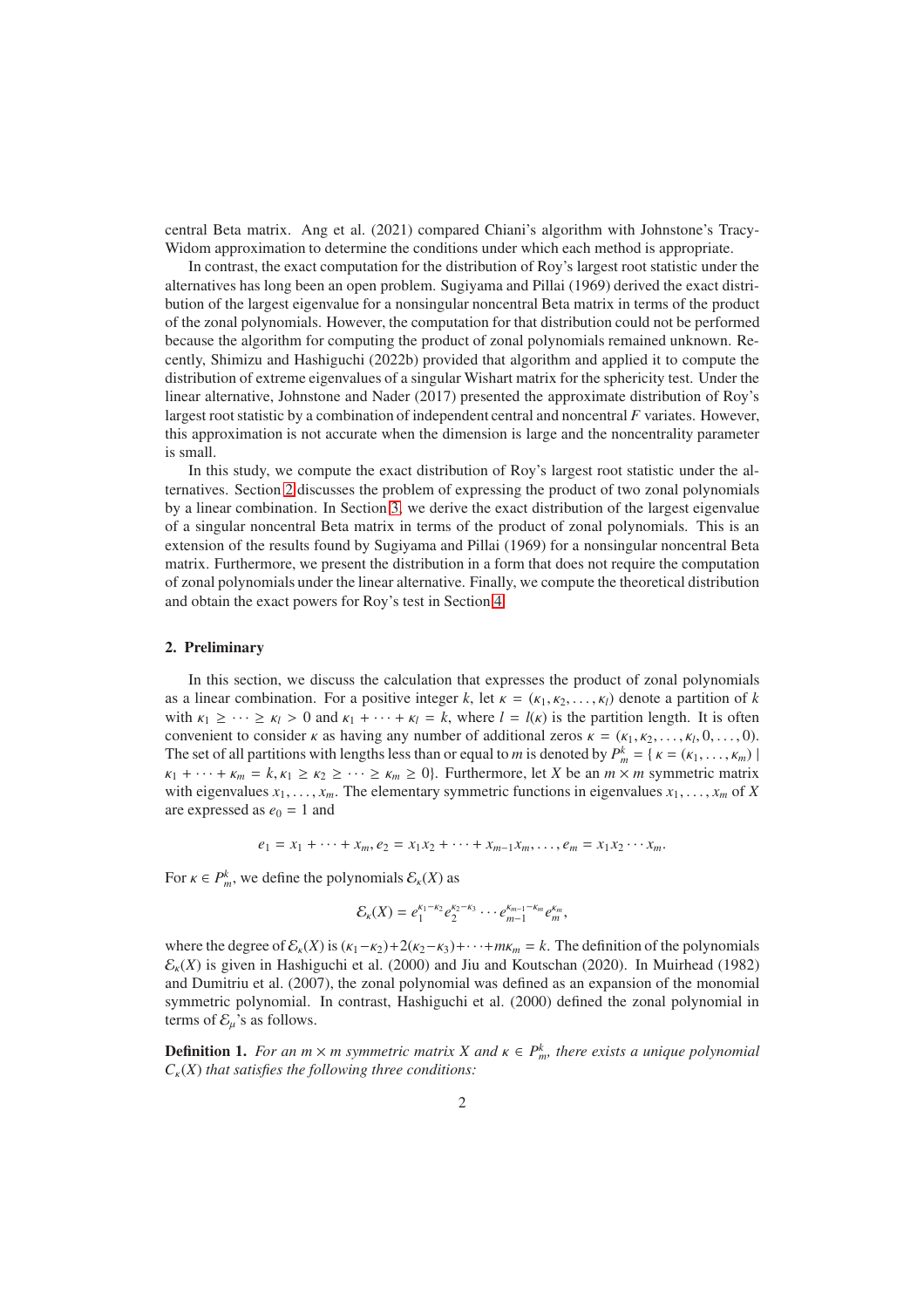central Beta matrix. Ang et al. (2021) compared Chiani's algorithm with Johnstone's Tracy-Widom approximation to determine the conditions under which each method is appropriate.

In contrast, the exact computation for the distribution of Roy's largest root statistic under the alternatives has long been an open problem. Sugiyama and Pillai (1969) derived the exact distribution of the largest eigenvalue for a nonsingular noncentral Beta matrix in terms of the product of the zonal polynomials. However, the computation for that distribution could not be performed because the algorithm for computing the product of zonal polynomials remained unknown. Recently, Shimizu and Hashiguchi (2022b) provided that algorithm and applied it to compute the distribution of extreme eigenvalues of a singular Wishart matrix for the sphericity test. Under the linear alternative, Johnstone and Nader (2017) presented the approximate distribution of Roy's largest root statistic by a combination of independent central and noncentral $F$ variates. However, this approximation is not accurate when the dimension is large and the noncentrality parameter is small.

In this study, we compute the exact distribution of Roy's largest root statistic under the alternatives. Section 2 discusses the problem of expressing the product of two zonal polynomials by a linear combination. In Section 3, we derive the exact distribution of the largest eigenvalue of a singular noncentral Beta matrix in terms of the product of zonal polynomials. This is an extension of the results found by Sugiyama and Pillai (1969) for a nonsingular noncentral Beta matrix. Furthermore, we present the distribution in a form that does not require the computation of zonal polynomials under the linear alternative. Finally, we compute the theoretical distribution and obtain the exact powers for Roy's test in Section 4.

## 2. Preliminary

In this section, we discuss the calculation that expresses the product of zonal polynomials as a linear combination. For a positive integer $k$, let $\kappa = (\kappa_1, \kappa_2, \ldots, \kappa_l)$ denote a partition of $k$ with $\kappa_1 \geq \cdots \geq \kappa_l > 0$ and $\kappa_1 + \cdots + \kappa_l = k$, where $l = l(\kappa)$ is the partition length. It is often convenient to consider $\kappa$ as having any number of additional zeros $\kappa = (\kappa_1, \kappa_2, \ldots, \kappa_l, 0, \ldots, 0)$. The set of all partitions with lengths less than or equal to $m$ is denoted by $P_m^k = \{ \kappa = (\kappa_1, \ldots, \kappa_m) \mid \kappa_1 + \cdots + \kappa_m = k, \kappa_1 \geq \kappa_2 \geq \cdots \geq \kappa_m \geq 0\}$. Furthermore, let $X$ be an $m \times m$ symmetric matrix with eigenvalues $x_1, \ldots, x_m$. The elementary symmetric functions in eigenvalues $x_1, \ldots, x_m$ of $X$ are expressed as $e_0 = 1$ and

$$e_1 = x_1 + \cdots + x_m, e_2 = x_1 x_2 + \cdots + x_{m-1} x_m, \ldots, e_m = x_1 x_2 \cdots x_m.$$

For $\kappa \in P_m^k$, we define the polynomials $\mathcal{E}_\kappa(X)$ as

$$\mathcal{E}_\kappa(X) = e_1^{\kappa_1 - \kappa_2} e_2^{\kappa_2 - \kappa_3} \cdots e_{m-1}^{\kappa_{m-1} - \kappa_m} e_m^{\kappa_m},$$

where the degree of $\mathcal{E}_\kappa(X)$ is $(\kappa_1 - \kappa_2) + 2(\kappa_2 - \kappa_3) + \cdots + m\kappa_m = k$. The definition of the polynomials $\mathcal{E}_\kappa(X)$ is given in Hashiguchi et al. (2000) and Jiu and Koutschan (2020). In Muirhead (1982) and Dumitriu et al. (2007), the zonal polynomial was defined as an expansion of the monomial symmetric polynomial. In contrast, Hashiguchi et al. (2000) defined the zonal polynomial in terms of $\mathcal{E}_\mu$'s as follows.

**Definition 1.** *For an $m \times m$ symmetric matrix $X$ and $\kappa \in P_m^k$, there exists a unique polynomial $C_\kappa(X)$ that satisfies the following three conditions:*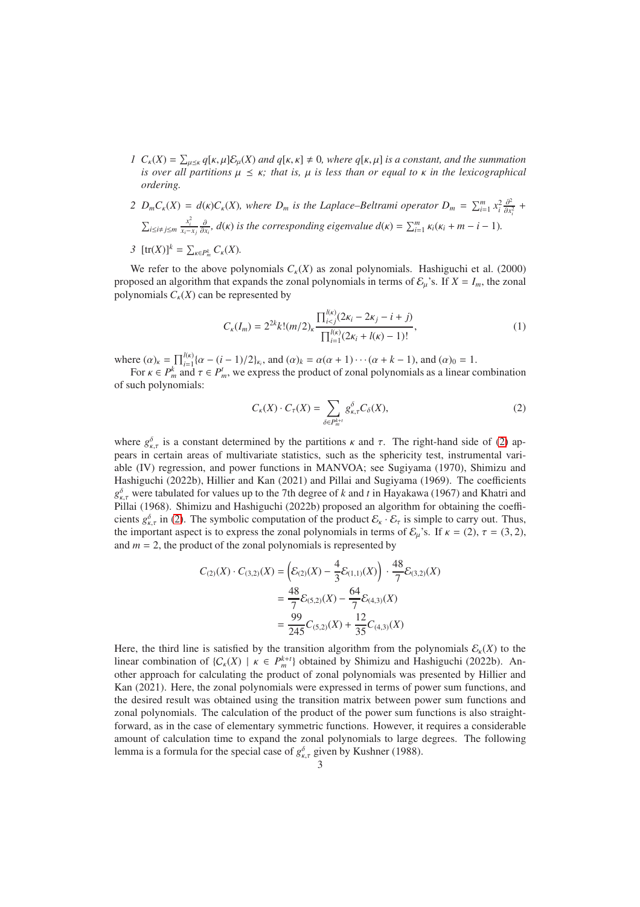1. $C_\kappa(X) = \sum_{\mu\leq\kappa} q[\kappa,\mu]\mathcal{E}_\mu(X)$ *and* $q[\kappa,\kappa] \neq 0$*, where* $q[\kappa,\mu]$ *is a constant, and the summation is over all partitions* $\mu \leq \kappa$*; that is,* $\mu$ *is less than or equal to* $\kappa$ *in the lexicographical ordering.*

2. $D_m C_\kappa(X) = d(\kappa)C_\kappa(X)$*, where* $D_m$ *is the Laplace–Beltrami operator* $D_m = \sum_{i=1}^m x_i^2 \frac{\partial^2}{\partial x_i^2} + \sum_{1\leq i\neq j\leq m} \frac{x_i^2}{x_i - x_j}\frac{\partial}{\partial x_i}$*,* $d(\kappa)$ *is the corresponding eigenvalue* $d(\kappa) = \sum_{i=1}^m \kappa_i(\kappa_i + m - i - 1)$*.*

3. $[\mathrm{tr}(X)]^k = \sum_{\kappa\in P_m^k} C_\kappa(X)$*.*

We refer to the above polynomials $C_\kappa(X)$ as zonal polynomials. Hashiguchi et al. (2000) proposed an algorithm that expands the zonal polynomials in terms of $\mathcal{E}_\mu$'s. If $X = I_m$, the zonal polynomials $C_\kappa(X)$ can be represented by

$$C_\kappa(I_m) = 2^{2k}k!(m/2)_\kappa \frac{\prod_{i<j}^{l(\kappa)}(2\kappa_i - 2\kappa_j - i + j)}{\prod_{i=1}^{l(\kappa)}(2\kappa_i + l(\kappa) - 1)!}, \tag{1}$$

where $(\alpha)_\kappa = \prod_{i=1}^{l(\kappa)}\{\alpha - (i-1)/2\}_{\kappa_i}$, and $(\alpha)_k = \alpha(\alpha+1)\cdots(\alpha+k-1)$, and $(\alpha)_0 = 1$.

For $\kappa \in P_m^k$ and $\tau \in P_m^t$, we express the product of zonal polynomials as a linear combination of such polynomials:

$$C_\kappa(X)\cdot C_\tau(X) = \sum_{\delta\in P_m^{k+t}} g_{\kappa,\tau}^\delta C_\delta(X), \tag{2}$$

where $g_{\kappa,\tau}^\delta$ is a constant determined by the partitions $\kappa$ and $\tau$. The right-hand side of (2) appears in certain areas of multivariate statistics, such as the sphericity test, instrumental variable (IV) regression, and power functions in MANVOA; see Sugiyama (1970), Shimizu and Hashiguchi (2022b), Hillier and Kan (2021) and Pillai and Sugiyama (1969). The coefficients $g_{\kappa,\tau}^\delta$ were tabulated for values up to the 7th degree of $k$ and $t$ in Hayakawa (1967) and Khatri and Pillai (1968). Shimizu and Hashiguchi (2022b) proposed an algorithm for obtaining the coefficients $g_{\kappa,\tau}^\delta$ in (2). The symbolic computation of the product $\mathcal{E}_\kappa\cdot\mathcal{E}_\tau$ is simple to carry out. Thus, the important aspect is to express the zonal polynomials in terms of $\mathcal{E}_\mu$'s. If $\kappa = (2)$, $\tau = (3,2)$, and $m = 2$, the product of the zonal polynomials is represented by

$$\begin{aligned}
C_{(2)}(X)\cdot C_{(3,2)}(X) &= \left(\mathcal{E}_{(2)}(X) - \frac{4}{3}\mathcal{E}_{(1,1)}(X)\right)\cdot\frac{48}{7}\mathcal{E}_{(3,2)}(X)\\
&= \frac{48}{7}\mathcal{E}_{(5,2)}(X) - \frac{64}{7}\mathcal{E}_{(4,3)}(X)\\
&= \frac{99}{245}C_{(5,2)}(X) + \frac{12}{35}C_{(4,3)}(X)
\end{aligned}$$

Here, the third line is satisfied by the transition algorithm from the polynomials $\mathcal{E}_\kappa(X)$ to the linear combination of $\{C_\kappa(X) \mid \kappa \in P_m^{k+t}\}$ obtained by Shimizu and Hashiguchi (2022b). Another approach for calculating the product of zonal polynomials was presented by Hillier and Kan (2021). Here, the zonal polynomials were expressed in terms of power sum functions, and the desired result was obtained using the transition matrix between power sum functions and zonal polynomials. The calculation of the product of the power sum functions is also straightforward, as in the case of elementary symmetric functions. However, it requires a considerable amount of calculation time to expand the zonal polynomials to large degrees. The following lemma is a formula for the special case of $g_{\kappa,\tau}^\delta$ given by Kushner (1988).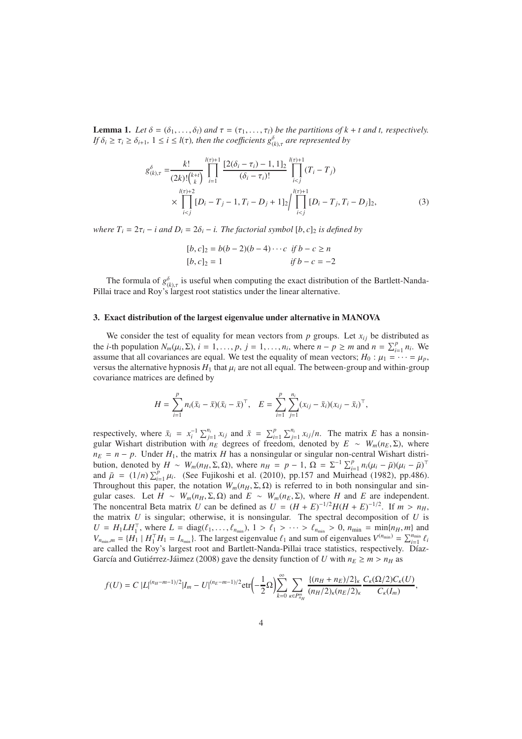**Lemma 1.** *Let $\delta = (\delta_1, \ldots, \delta_l)$ and $\tau = (\tau_1, \ldots, \tau_l)$ be the partitions of $k + t$ and $t$, respectively. If $\delta_i \geq \tau_i \geq \delta_{i+1}$, $1 \leq i \leq l(\tau)$, then the coefficients $g^{\delta}_{(k),\tau}$ are represented by*

$$
\begin{aligned}
g^{\delta}_{(k),\tau} = & \frac{k!}{(2k)!\binom{k+t}{k}} \prod_{i=1}^{l(\tau)+1} \frac{[2(\delta_i - \tau_i) - 1, 1]_2}{(\delta_i - \tau_i)!} \prod_{i<j}^{l(\tau)+1} (T_i - T_j) \\
& \times \prod_{i<j}^{l(\tau)+2} [D_i - T_j - 1, T_i - D_j + 1]_2 \Big/ \prod_{i<j}^{l(\tau)+1} [D_i - T_j, T_i - D_j]_2,
\end{aligned}
\tag{3}
$$

*where $T_i = 2\tau_i - i$ and $D_i = 2\delta_i - i$. The factorial symbol $[b, c]_2$ is defined by*

$$
\begin{aligned}
&[b, c]_2 = b(b-2)(b-4)\cdots c \quad \text{if } b - c \geq n \\
&[b, c]_2 = 1 \quad \text{if } b - c = -2
\end{aligned}
$$

The formula of $g^{\delta}_{(k),\tau}$ is useful when computing the exact distribution of the Bartlett-Nanda-Pillai trace and Roy's largest root statistics under the linear alternative.

### 3. Exact distribution of the largest eigenvalue under alternative in MANOVA

We consider the test of equality for mean vectors from $p$ groups. Let $x_{ij}$ be distributed as the $i$-th population $N_m(\mu_i, \Sigma)$, $i = 1, \ldots, p$, $j = 1, \ldots, n_i$, where $n - p \geq m$ and $n = \sum_{i=1}^{p} n_i$. We assume that all covariances are equal. We test the equality of mean vectors; $H_0 : \mu_1 = \cdots = \mu_p$, versus the alternative hypnosis $H_1$ that $\mu_i$ are not all equal. The between-group and within-group covariance matrices are defined by

$$
H = \sum_{i=1}^{p} n_i (\bar{x}_i - \bar{x})(\bar{x}_i - \bar{x})^\top, \quad E = \sum_{i=1}^{p} \sum_{j=1}^{n_i} (x_{ij} - \bar{x}_i)(x_{ij} - \bar{x}_i)^\top,
$$

respectively, where $\bar{x}_i = x_i^{-1} \sum_{j=1}^{n_i} x_{ij}$ and $\bar{x} = \sum_{i=1}^{p} \sum_{j=1}^{n_i} x_{ij}/n$. The matrix $E$ has a nonsingular Wishart distribution with $n_E$ degrees of freedom, denoted by $E \sim W_m(n_E, \Sigma)$, where $n_E = n - p$. Under $H_1$, the matrix $H$ has a nonsingular or singular non-central Wishart distribution, denoted by $H \sim W_m(n_H, \Sigma, \Omega)$, where $n_H = p - 1$, $\Omega = \Sigma^{-1} \sum_{i=1}^{p} n_i (\mu_i - \bar{\mu})(\mu_i - \bar{\mu})^\top$ and $\bar{\mu} = (1/n) \sum_{i=1}^{p} \mu_i$. (See Fujikoshi et al. (2010), pp.157 and Muirhead (1982), pp.486). Throughout this paper, the notation $W_m(n_H, \Sigma, \Omega)$ is referred to in both nonsingular and singular cases. Let $H \sim W_m(n_H, \Sigma, \Omega)$ and $E \sim W_m(n_E, \Sigma)$, where $H$ and $E$ are independent. The noncentral Beta matrix $U$ can be defined as $U = (H + E)^{-1/2} H (H + E)^{-1/2}$. If $m > n_H$, the matrix $U$ is singular; otherwise, it is nonsingular. The spectral decomposition of $U$ is $U = H_1 L H_1^\top$, where $L = \operatorname{diag}(\ell_1, \ldots, \ell_{n_{\min}})$, $1 > \ell_1 > \cdots > \ell_{n_{\min}} > 0$, $n_{\min} = \min\{n_H, m\}$ and $V_{n_{\min}, m} = \{H_1 \mid H_1^\top H_1 = I_{n_{\min}}\}$. The largest eigenvalue $\ell_1$ and sum of eigenvalues $V^{(n_{\min})} = \sum_{i=1}^{n_{\min}} \ell_i$ are called the Roy's largest root and Bartlett-Nanda-Pillai trace statistics, respectively. Díaz-García and Gutiérrez-Jáimez (2008) gave the density function of $U$ with $n_E \geq m > n_H$ as

$$
f(U) = C \, |L|^{(n_H - m - 1)/2} |I_m - U|^{(n_E - m - 1)/2} \operatorname{etr}\Big(-\frac{1}{2}\Omega\Big) \sum_{k=0}^{\infty} \sum_{\kappa \in P_{n_H}^m} \frac{\{(n_H + n_E)/2\}_\kappa}{(n_H/2)_\kappa (n_E/2)_\kappa} \frac{C_\kappa(\Omega/2) C_\kappa(U)}{C_\kappa(I_m)},
$$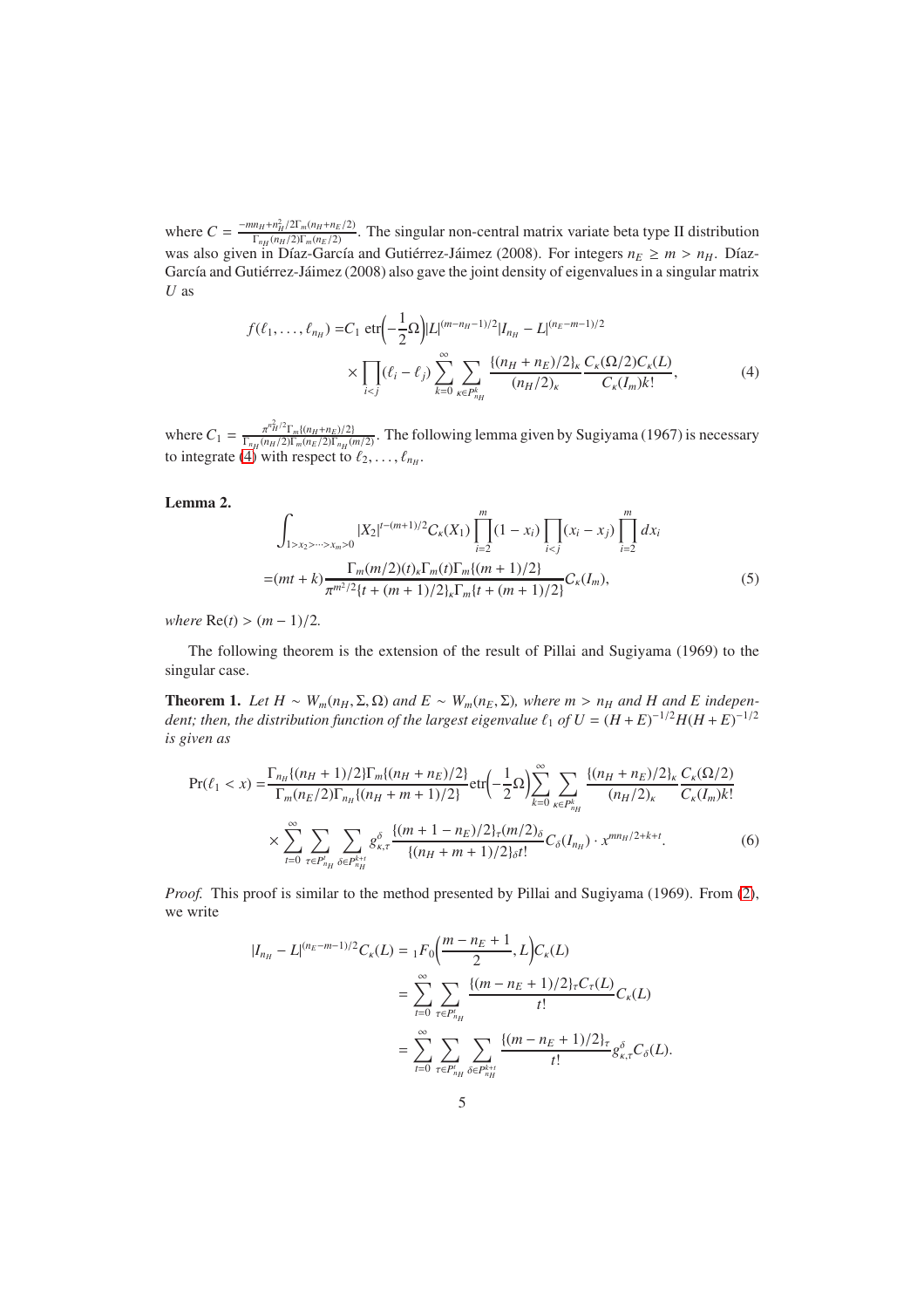where $C = \frac{\pi^{-mn_H + n_H^2/2}\Gamma_m(n_H+n_E/2)}{\Gamma_{n_H}(n_H/2)\Gamma_m(n_E/2)}$. The singular non-central matrix variate beta type II distribution was also given in Díaz-García and Gutiérrez-Jáimez (2008). For integers $n_E \geq m > n_H$. Díaz-García and Gutiérrez-Jáimez (2008) also gave the joint density of eigenvalues in a singular matrix $U$ as

$$
\begin{aligned}
f(\ell_1,\ldots,\ell_{n_H}) =& C_1 \operatorname{etr}\Big(-\frac{1}{2}\Omega\Big)|L|^{(m-n_H-1)/2}|I_{n_H}-L|^{(n_E-m-1)/2} \\
&\times \prod_{i<j}(\ell_i-\ell_j)\sum_{k=0}^{\infty}\sum_{\kappa\in P_{n_H}^k}\frac{\{(n_H+n_E)/2\}_\kappa}{(n_H/2)_\kappa}\frac{C_\kappa(\Omega/2)C_\kappa(L)}{C_\kappa(I_m)k!},
\end{aligned} \tag{4}
$$

where $C_1 = \frac{\pi^{n_H^2/2}\Gamma_m\{(n_H+n_E)/2\}}{\Gamma_{n_H}(n_H/2)\Gamma_m(n_E/2)\Gamma_{n_H}(m/2)}$. The following lemma given by Sugiyama (1967) is necessary to integrate (4) with respect to $\ell_2,\ldots,\ell_{n_H}$.

**Lemma 2.**

$$
\begin{aligned}
&\int_{1>x_2>\cdots>x_m>0}|X_2|^{t-(m+1)/2}C_\kappa(X_1)\prod_{i=2}^{m}(1-x_i)\prod_{i<j}(x_i-x_j)\prod_{i=2}^{m}dx_i \\
=&(mt+k)\frac{\Gamma_m(m/2)(t)_\kappa\Gamma_m(t)\Gamma_m\{(m+1)/2\}}{\pi^{m^2/2}\{t+(m+1)/2\}_\kappa\Gamma_m\{t+(m+1)/2\}}C_\kappa(I_m),
\end{aligned} \tag{5}
$$

*where* $\operatorname{Re}(t) > (m-1)/2$.

The following theorem is the extension of the result of Pillai and Sugiyama (1969) to the singular case.

**Theorem 1.** *Let $H \sim W_m(n_H,\Sigma,\Omega)$ and $E \sim W_m(n_E,\Sigma)$, where $m > n_H$ and $H$ and $E$ independent; then, the distribution function of the largest eigenvalue $\ell_1$ of $U = (H+E)^{-1/2}H(H+E)^{-1/2}$ is given as*

$$
\begin{aligned}
\Pr(\ell_1 < x) =& \frac{\Gamma_{n_H}\{(n_H+1)/2\}\Gamma_m\{(n_H+n_E)/2\}}{\Gamma_m(n_E/2)\Gamma_{n_H}\{(n_H+m+1)/2\}}\operatorname{etr}\Big(-\frac{1}{2}\Omega\Big)\sum_{k=0}^{\infty}\sum_{\kappa\in P_{n_H}^k}\frac{\{(n_H+n_E)/2\}_\kappa}{(n_H/2)_\kappa}\frac{C_\kappa(\Omega/2)}{C_\kappa(I_m)k!} \\
&\times \sum_{t=0}^{\infty}\sum_{\tau\in P_{n_H}^t}\sum_{\delta\in P_{n_H}^{k+t}} g_{\kappa,\tau}^{\delta}\frac{\{(m+1-n_E)/2\}_\tau(m/2)_\delta}{\{(n_H+m+1)/2\}_\delta t!}C_\delta(I_{n_H})\cdot x^{mn_H/2+k+t}.
\end{aligned} \tag{6}
$$

*Proof.* This proof is similar to the method presented by Pillai and Sugiyama (1969). From (2), we write

$$
\begin{aligned}
|I_{n_H}-L|^{(n_E-m-1)/2}C_\kappa(L) &= {}_1F_0\Big(\frac{m-n_E+1}{2},L\Big)C_\kappa(L) \\
&= \sum_{t=0}^{\infty}\sum_{\tau\in P_{n_H}^t}\frac{\{(m-n_E+1)/2\}_\tau C_\tau(L)}{t!}C_\kappa(L) \\
&= \sum_{t=0}^{\infty}\sum_{\tau\in P_{n_H}^t}\sum_{\delta\in P_{n_H}^{k+t}}\frac{\{(m-n_E+1)/2\}_\tau}{t!}g_{\kappa,\tau}^{\delta}C_\delta(L).
\end{aligned}
$$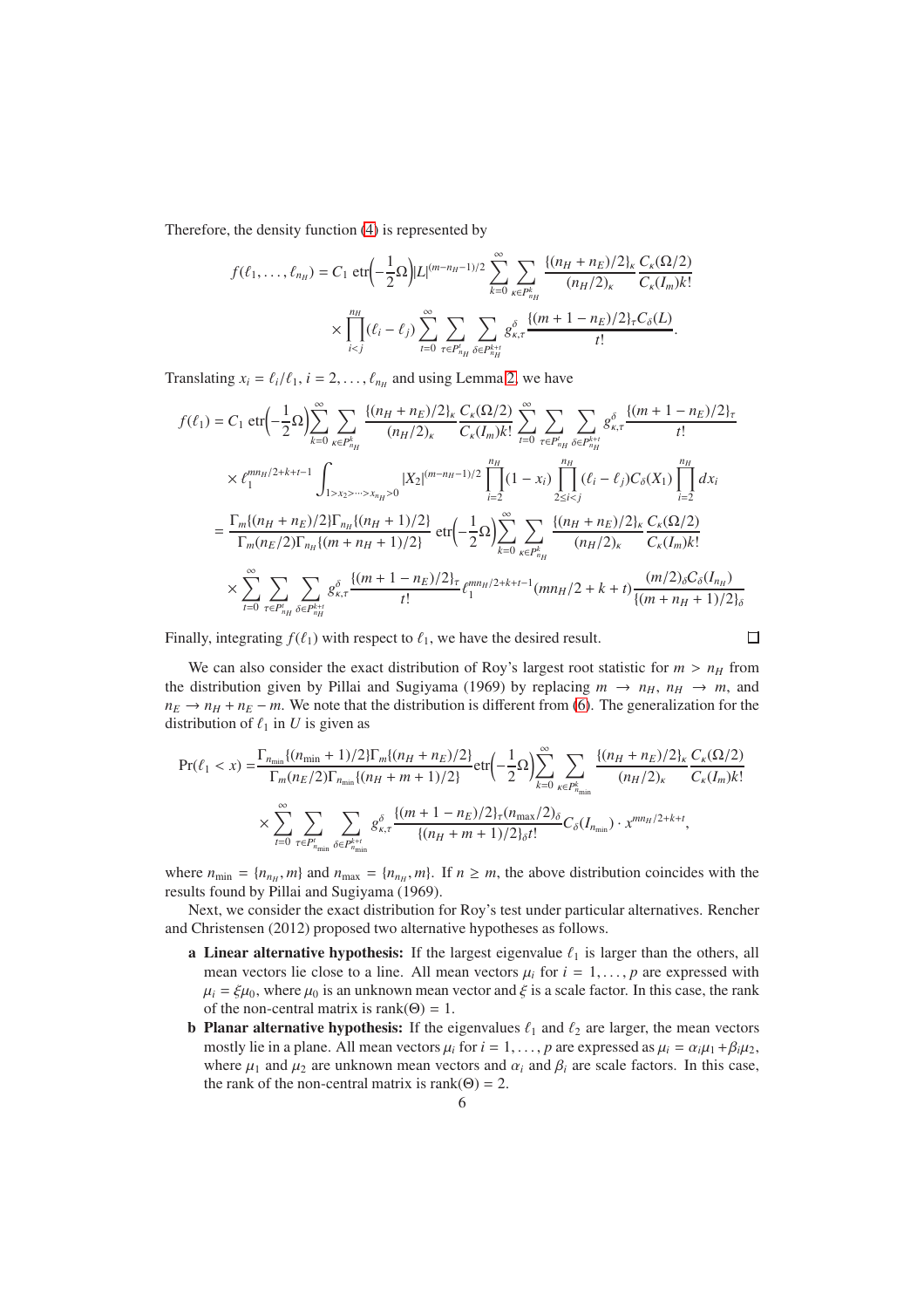Therefore, the density function (4) is represented by

$$
f(\ell_1,\ldots,\ell_{n_H}) = C_1 \,\mathrm{etr}\Big(-\frac{1}{2}\Omega\Big)|L|^{(m-n_H-1)/2}\sum_{k=0}^{\infty}\sum_{\kappa\in P^k_{n_H}}\frac{\{(n_H+n_E)/2\}_\kappa}{(n_H/2)_\kappa}\frac{C_\kappa(\Omega/2)}{C_\kappa(I_m)k!}
$$

$$
\times\prod_{i<j}^{n_H}(\ell_i-\ell_j)\sum_{t=0}^{\infty}\sum_{\tau\in P^t_{n_H}}\sum_{\delta\in P^{k+t}_{n_H}} g^{\delta}_{\kappa,\tau}\frac{\{(m+1-n_E)/2\}_\tau C_\delta(L)}{t!}.
$$

Translating $x_i = \ell_i/\ell_1$, $i = 2,\ldots,\ell_{n_H}$ and using Lemma 2, we have

$$
\begin{aligned}
f(\ell_1) &= C_1 \,\mathrm{etr}\Big(-\frac{1}{2}\Omega\Big)\sum_{k=0}^{\infty}\sum_{\kappa\in P^k_{n_H}}\frac{\{(n_H+n_E)/2\}_\kappa}{(n_H/2)_\kappa}\frac{C_\kappa(\Omega/2)}{C_\kappa(I_m)k!}\sum_{t=0}^{\infty}\sum_{\tau\in P^t_{n_H}}\sum_{\delta\in P^{k+t}_{n_H}} g^{\delta}_{\kappa,\tau}\frac{\{(m+1-n_E)/2\}_\tau}{t!}\\
&\quad\times \ell_1^{mn_H/2+k+t-1}\int_{1>x_2>\cdots>x_{n_H}>0}|X_2|^{(m-n_H-1)/2}\prod_{i=2}^{n_H}(1-x_i)\prod_{2\le i<j}^{n_H}(\ell_i-\ell_j)C_\delta(X_1)\prod_{i=2}^{n_H}dx_i\\
&= \frac{\Gamma_m\{(n_H+n_E)/2\}\Gamma_{n_H}\{(n_H+1)/2\}}{\Gamma_m(n_E/2)\Gamma_{n_H}\{(m+n_H+1)/2\}}\,\mathrm{etr}\Big(-\frac{1}{2}\Omega\Big)\sum_{k=0}^{\infty}\sum_{\kappa\in P^k_{n_H}}\frac{\{(n_H+n_E)/2\}_\kappa}{(n_H/2)_\kappa}\frac{C_\kappa(\Omega/2)}{C_\kappa(I_m)k!}\\
&\quad\times\sum_{t=0}^{\infty}\sum_{\tau\in P^t_{n_H}}\sum_{\delta\in P^{k+t}_{n_H}} g^{\delta}_{\kappa,\tau}\frac{\{(m+1-n_E)/2\}_\tau}{t!}\ell_1^{mn_H/2+k+t-1}(mn_H/2+k+t)\frac{(m/2)_\delta C_\delta(I_{n_H})}{\{(m+n_H+1)/2\}_\delta}
\end{aligned}
$$

Finally, integrating $f(\ell_1)$ with respect to $\ell_1$, we have the desired result. $\square$

We can also consider the exact distribution of Roy's largest root statistic for $m > n_H$ from the distribution given by Pillai and Sugiyama (1969) by replacing $m \to n_H$, $n_H \to m$, and $n_E \to n_H + n_E - m$. We note that the distribution is different from (6). The generalization for the distribution of $\ell_1$ in $U$ is given as

$$
\begin{aligned}
\Pr(\ell_1 < x) =& \frac{\Gamma_{n_{\min}}\{(n_{\min}+1)/2\}\Gamma_m\{(n_H+n_E)/2\}}{\Gamma_m(n_E/2)\Gamma_{n_{\min}}\{(n_H+m+1)/2\}}\mathrm{etr}\Big(-\frac{1}{2}\Omega\Big)\sum_{k=0}^{\infty}\sum_{\kappa\in P^k_{n_{\min}}}\frac{\{(n_H+n_E)/2\}_\kappa}{(n_H/2)_\kappa}\frac{C_\kappa(\Omega/2)}{C_\kappa(I_m)k!}\\
&\times\sum_{t=0}^{\infty}\sum_{\tau\in P^t_{n_{\min}}}\sum_{\delta\in P^{k+t}_{n_{\min}}} g^{\delta}_{\kappa,\tau}\frac{\{(m+1-n_E)/2\}_\tau (n_{\max}/2)_\delta}{\{(n_H+m+1)/2\}_\delta t!}C_\delta(I_{n_{\min}})\cdot x^{mn_H/2+k+t},
\end{aligned}
$$

where $n_{\min} = \{n_{n_H}, m\}$ and $n_{\max} = \{n_{n_H}, m\}$. If $n \geq m$, the above distribution coincides with the results found by Pillai and Sugiyama (1969).

Next, we consider the exact distribution for Roy's test under particular alternatives. Rencher and Christensen (2012) proposed two alternative hypotheses as follows.

- **a Linear alternative hypothesis:** If the largest eigenvalue $\ell_1$ is larger than the others, all mean vectors lie close to a line. All mean vectors $\mu_i$ for $i = 1,\ldots,p$ are expressed with $\mu_i = \xi\mu_0$, where $\mu_0$ is an unknown mean vector and $\xi$ is a scale factor. In this case, the rank of the non-central matrix is $\mathrm{rank}(\Theta) = 1$.
- **b Planar alternative hypothesis:** If the eigenvalues $\ell_1$ and $\ell_2$ are larger, the mean vectors mostly lie in a plane. All mean vectors $\mu_i$ for $i = 1,\ldots,p$ are expressed as $\mu_i = \alpha_i\mu_1 + \beta_i\mu_2$, where $\mu_1$ and $\mu_2$ are unknown mean vectors and $\alpha_i$ and $\beta_i$ are scale factors. In this case, the rank of the non-central matrix is $\mathrm{rank}(\Theta) = 2$.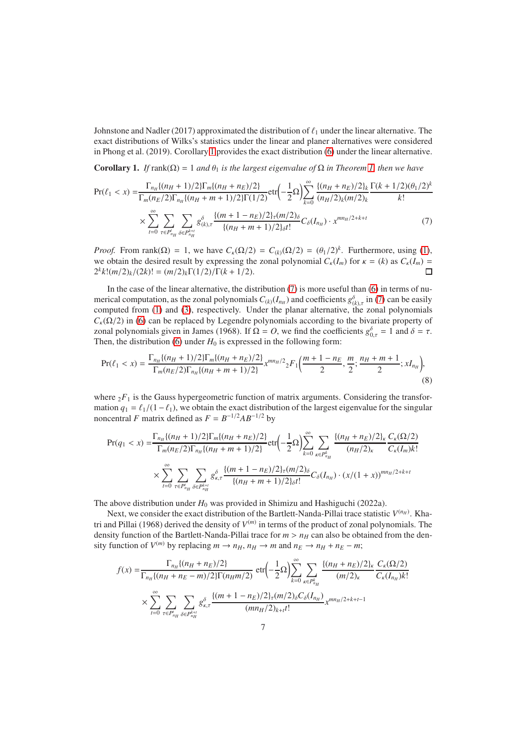Johnstone and Nadler (2017) approximated the distribution of $\ell_1$ under the linear alternative. The exact distributions of Wilks's statistics under the linear and planer alternatives were considered in Phong et al. (2019). Corollary 1 provides the exact distribution (6) under the linear alternative.

**Corollary 1.** *If* $\operatorname{rank}(\Omega) = 1$ *and* $\theta_1$ *is the largest eigenvalue of* $\Omega$ *in Theorem 1, then we have*

$$
\begin{aligned}
\Pr(\ell_1 < x) =& \frac{\Gamma_{n_H}\{(n_H+1)/2\}\Gamma_m\{(n_H+n_E)/2\}}{\Gamma_m(n_E/2)\Gamma_{n_H}\{(n_H+m+1)/2\}\Gamma(1/2)} \operatorname{etr}\left(-\frac{1}{2}\Omega\right) \sum_{k=0}^{\infty} \frac{\{(n_H+n_E)/2\}_k}{(n_H/2)_k (m/2)_k} \frac{\Gamma(k+1/2)(\theta_1/2)^k}{k!} \\
& \times \sum_{t=0}^{\infty} \sum_{\tau \in P_{n_H}^t} \sum_{\delta \in P_{n_H}^{k+t}} g_{(k),\tau}^{\delta} \frac{\{(m+1-n_E)/2\}_\tau (m/2)_\delta}{\{(n_H+m+1)/2\}_\delta t!} C_\delta(I_{n_H}) \cdot x^{mn_H/2+k+t} \qquad (7)
\end{aligned}
$$

*Proof.* From $\operatorname{rank}(\Omega) = 1$, we have $C_\kappa(\Omega/2) = C_{(k)}(\Omega/2) = (\theta_1/2)^k$. Furthermore, using (1), we obtain the desired result by expressing the zonal polynomial $C_\kappa(I_m)$ for $\kappa = (k)$ as $C_\kappa(I_m) = 2^k k!(m/2)_k/(2k)! = (m/2)_k \Gamma(1/2)/\Gamma(k+1/2)$. □

In the case of the linear alternative, the distribution (7) is more useful than (6) in terms of numerical computation, as the zonal polynomials $C_{(k)}(I_{n_H})$ and coefficients $g_{(k),\tau}^{\delta}$ in (7) can be easily computed from (1) and (3), respectively. Under the planar alternative, the zonal polynomials $C_\kappa(\Omega/2)$ in (6) can be replaced by Legendre polynomials according to the bivariate property of zonal polynomials given in James (1968). If $\Omega = O$, we find the coefficients $g_{0,\tau}^{\delta} = 1$ and $\delta = \tau$. Then, the distribution (6) under $H_0$ is expressed in the following form:

$$
\Pr(\ell_1 < x) = \frac{\Gamma_{n_H}\{(n_H+1)/2\}\Gamma_m\{(n_H+n_E)/2\}}{\Gamma_m(n_E/2)\Gamma_{n_H}\{(n_H+m+1)/2\}} x^{mn_H/2} {}_2F_1\left(\frac{m+1-n_E}{2}, \frac{m}{2}; \frac{n_H+m+1}{2}; xI_{n_H}\right), \qquad (8)
$$

where ${}_2F_1$ is the Gauss hypergeometric function of matrix arguments. Considering the transformation $q_1 = \ell_1/(1-\ell_1)$, we obtain the exact distribution of the largest eigenvalue for the singular noncentral $F$ matrix defined as $F = B^{-1/2}AB^{-1/2}$ by

$$
\begin{aligned}
\Pr(q_1 < x) =& \frac{\Gamma_{n_H}\{(n_H+1)/2\}\Gamma_m\{(n_H+n_E)/2\}}{\Gamma_m(n_E/2)\Gamma_{n_H}\{(n_H+m+1)/2\}} \operatorname{etr}\left(-\frac{1}{2}\Omega\right) \sum_{k=0}^{\infty} \sum_{\kappa \in P_{n_H}^k} \frac{\{(n_H+n_E)/2\}_\kappa}{(n_H/2)_\kappa} \frac{C_\kappa(\Omega/2)}{C_\kappa(I_m)k!} \\
& \times \sum_{t=0}^{\infty} \sum_{\tau \in P_{n_H}^t} \sum_{\delta \in P_{n_H}^{k+t}} g_{\kappa,\tau}^{\delta} \frac{\{(m+1-n_E)/2\}_\tau (m/2)_\delta}{\{(n_H+m+1)/2\}_\delta t!} C_\delta(I_{n_H}) \cdot (x/(1+x))^{mn_H/2+k+t}
\end{aligned}
$$

The above distribution under $H_0$ was provided in Shimizu and Hashiguchi (2022a).

Next, we consider the exact distribution of the Bartlett-Nanda-Pillai trace statistic $V^{(n_H)}$. Khatri and Pillai (1968) derived the density of $V^{(m)}$ in terms of the product of zonal polynomials. The density function of the Bartlett-Nanda-Pillai trace for $m > n_H$ can also be obtained from the density function of $V^{(m)}$ by replacing $m \to n_H$, $n_H \to m$ and $n_E \to n_H + n_E - m$;

$$
\begin{aligned}
f(x) =& \frac{\Gamma_{n_H}\{(n_H+n_E)/2\}}{\Gamma_{n_H}\{(n_H+n_E-m)/2\}\Gamma(n_H m/2)} \operatorname{etr}\left(-\frac{1}{2}\Omega\right) \sum_{k=0}^{\infty} \sum_{\kappa \in P_{n_H}^k} \frac{\{(n_H+n_E)/2\}_\kappa}{(m/2)_\kappa} \frac{C_\kappa(\Omega/2)}{C_\kappa(I_{n_H})k!} \\
& \times \sum_{t=0}^{\infty} \sum_{\tau \in P_{n_H}^t} \sum_{\delta \in P_{n_H}^{k+t}} g_{\kappa,\tau}^{\delta} \frac{\{(m+1-n_E)/2\}_\tau (m/2)_\delta C_\delta(I_{n_H})}{(mn_H/2)_{k+t} t!} x^{mn_H/2+k+t-1}
\end{aligned}
$$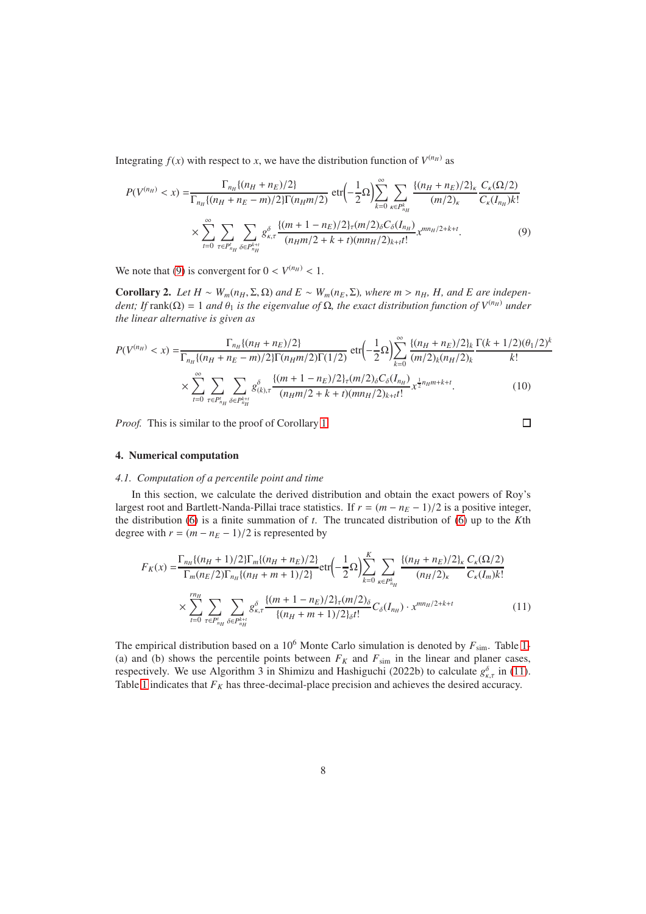Integrating $f(x)$ with respect to $x$, we have the distribution function of $V^{(n_H)}$ as

$$
\begin{aligned}
P(V^{(n_H)} < x) =& \frac{\Gamma_{n_H}\{(n_H + n_E)/2\}}{\Gamma_{n_H}\{(n_H + n_E - m)/2\}\Gamma(n_H m/2)} \operatorname{etr}\Big(-\frac{1}{2}\Omega\Big) \sum_{k=0}^{\infty} \sum_{\kappa \in P_{n_H}^k} \frac{\{(n_H + n_E)/2\}_\kappa}{(m/2)_\kappa} \frac{C_\kappa(\Omega/2)}{C_\kappa(I_{n_H}) k!} \\
& \times \sum_{t=0}^{\infty} \sum_{\tau \in P_{n_H}^t} \sum_{\delta \in P_{n_H}^{k+t}} g_{\kappa,\tau}^{\delta} \frac{\{(m + 1 - n_E)/2\}_\tau (m/2)_\delta C_\delta(I_{n_H})}{(n_H m/2 + k + t)(m n_H/2)_{k+t} t!} x^{m n_H/2 + k + t}.
\end{aligned}
\tag{9}
$$

We note that (9) is convergent for $0 < V^{(n_H)} < 1$.

**Corollary 2.** *Let $H \sim W_m(n_H, \Sigma, \Omega)$ and $E \sim W_m(n_E, \Sigma)$, where $m > n_H$, $H$, and $E$ are independent; If $\operatorname{rank}(\Omega) = 1$ and $\theta_1$ is the eigenvalue of $\Omega$, the exact distribution function of $V^{(n_H)}$ under the linear alternative is given as*

$$
\begin{aligned}
P(V^{(n_H)} < x) =& \frac{\Gamma_{n_H}\{(n_H + n_E)/2\}}{\Gamma_{n_H}\{(n_H + n_E - m)/2\}\Gamma(n_H m/2)\Gamma(1/2)} \operatorname{etr}\Big(-\frac{1}{2}\Omega\Big) \sum_{k=0}^{\infty} \frac{\{(n_H + n_E)/2\}_k}{(m/2)_k (n_H/2)_k} \frac{\Gamma(k + 1/2)(\theta_1/2)^k}{k!} \\
& \times \sum_{t=0}^{\infty} \sum_{\tau \in P_{n_H}^t} \sum_{\delta \in P_{n_H}^{k+t}} g_{(k),\tau}^{\delta} \frac{\{(m + 1 - n_E)/2\}_\tau (m/2)_\delta C_\delta(I_{n_H})}{(n_H m/2 + k + t)(m n_H/2)_{k+t} t!} x^{\frac{1}{2} n_H m + k + t}.
\end{aligned}
\tag{10}
$$

*Proof.* This is similar to the proof of Corollary 1. □

## 4. Numerical computation

### 4.1. Computation of a percentile point and time

In this section, we calculate the derived distribution and obtain the exact powers of Roy's largest root and Bartlett-Nanda-Pillai trace statistics. If $r = (m - n_E - 1)/2$ is a positive integer, the distribution (6) is a finite summation of $t$. The truncated distribution of (6) up to the $K$th degree with $r = (m - n_E - 1)/2$ is represented by

$$
\begin{aligned}
F_K(x) =& \frac{\Gamma_{n_H}\{(n_H + 1)/2\}\Gamma_m\{(n_H + n_E)/2\}}{\Gamma_m(n_E/2)\Gamma_{n_H}\{(n_H + m + 1)/2\}} \operatorname{etr}\Big(-\frac{1}{2}\Omega\Big) \sum_{k=0}^{K} \sum_{\kappa \in P_{n_H}^k} \frac{\{(n_H + n_E)/2\}_\kappa}{(n_H/2)_\kappa} \frac{C_\kappa(\Omega/2)}{C_\kappa(I_m) k!} \\
& \times \sum_{t=0}^{r n_H} \sum_{\tau \in P_{n_H}^t} \sum_{\delta \in P_{n_H}^{k+t}} g_{\kappa,\tau}^{\delta} \frac{\{(m + 1 - n_E)/2\}_\tau (m/2)_\delta}{\{(n_H + m + 1)/2\}_\delta t!} C_\delta(I_{n_H}) \cdot x^{m n_H/2 + k + t}
\end{aligned}
\tag{11}
$$

The empirical distribution based on a $10^6$ Monte Carlo simulation is denoted by $F_{\text{sim}}$. Table 1-(a) and (b) shows the percentile points between $F_K$ and $F_{\text{sim}}$ in the linear and planer cases, respectively. We use Algorithm 3 in Shimizu and Hashiguchi (2022b) to calculate $g_{\kappa,\tau}^{\delta}$ in (11). Table 1 indicates that $F_K$ has three-decimal-place precision and achieves the desired accuracy.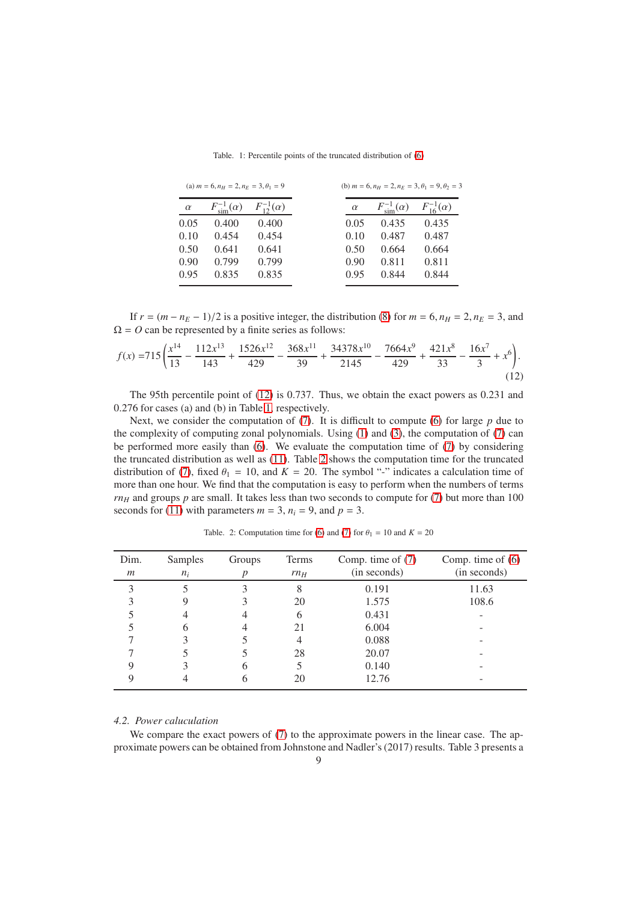Table. 1: Percentile points of the truncated distribution of (6)

(a) $m = 6, n_H = 2, n_E = 3, \theta_1 = 9$

| $\alpha$ | $F^{-1}_{\text{sim}}(\alpha)$ | $F^{-1}_{12}(\alpha)$ |
|---|---|---|
| 0.05 | 0.400 | 0.400 |
| 0.10 | 0.454 | 0.454 |
| 0.50 | 0.641 | 0.641 |
| 0.90 | 0.799 | 0.799 |
| 0.95 | 0.835 | 0.835 |

(b) $m = 6, n_H = 2, n_E = 3, \theta_1 = 9, \theta_2 = 3$

| $\alpha$ | $F^{-1}_{\text{sim}}(\alpha)$ | $F^{-1}_{16}(\alpha)$ |
|---|---|---|
| 0.05 | 0.435 | 0.435 |
| 0.10 | 0.487 | 0.487 |
| 0.50 | 0.664 | 0.664 |
| 0.90 | 0.811 | 0.811 |
| 0.95 | 0.844 | 0.844 |

If $r = (m - n_E - 1)/2$ is a positive integer, the distribution (8) for $m = 6, n_H = 2, n_E = 3$, and $\Omega = O$ can be represented by a finite series as follows:

$$f(x) = 715\left(\frac{x^{14}}{13} - \frac{112x^{13}}{143} + \frac{1526x^{12}}{429} - \frac{368x^{11}}{39} + \frac{34378x^{10}}{2145} - \frac{7664x^9}{429} + \frac{421x^8}{33} - \frac{16x^7}{3} + x^6\right). \tag{12}$$

The 95th percentile point of (12) is 0.737. Thus, we obtain the exact powers as 0.231 and 0.276 for cases (a) and (b) in Table 1, respectively.

Next, we consider the computation of (7). It is difficult to compute (6) for large $p$ due to the complexity of computing zonal polynomials. Using (1) and (3), the computation of (7) can be performed more easily than (6). We evaluate the computation time of (7) by considering the truncated distribution as well as (11). Table 2 shows the computation time for the truncated distribution of (7), fixed $\theta_1 = 10$, and $K = 20$. The symbol "-" indicates a calculation time of more than one hour. We find that the computation is easy to perform when the numbers of terms $rn_H$ and groups $p$ are small. It takes less than two seconds to compute for (7) but more than 100 seconds for (11) with parameters $m = 3$, $n_i = 9$, and $p = 3$.

Table. 2: Computation time for (6) and (7) for $\theta_1 = 10$ and $K = 20$

| Dim. $m$ | Samples $n_i$ | Groups $p$ | Terms $rn_H$ | Comp. time of (7) (in seconds) | Comp. time of (6) (in seconds) |
|---|---|---|---|---|---|
| 3 | 5 | 3 | 8 | 0.191 | 11.63 |
| 3 | 9 | 3 | 20 | 1.575 | 108.6 |
| 5 | 4 | 4 | 6 | 0.431 | - |
| 5 | 6 | 4 | 21 | 6.004 | - |
| 7 | 3 | 5 | 4 | 0.088 | - |
| 7 | 5 | 5 | 28 | 20.07 | - |
| 9 | 3 | 6 | 5 | 0.140 | - |
| 9 | 4 | 6 | 20 | 12.76 | - |

### 4.2. *Power caluculation*

We compare the exact powers of (7) to the approximate powers in the linear case. The approximate powers can be obtained from Johnstone and Nadler's (2017) results. Table 3 presents a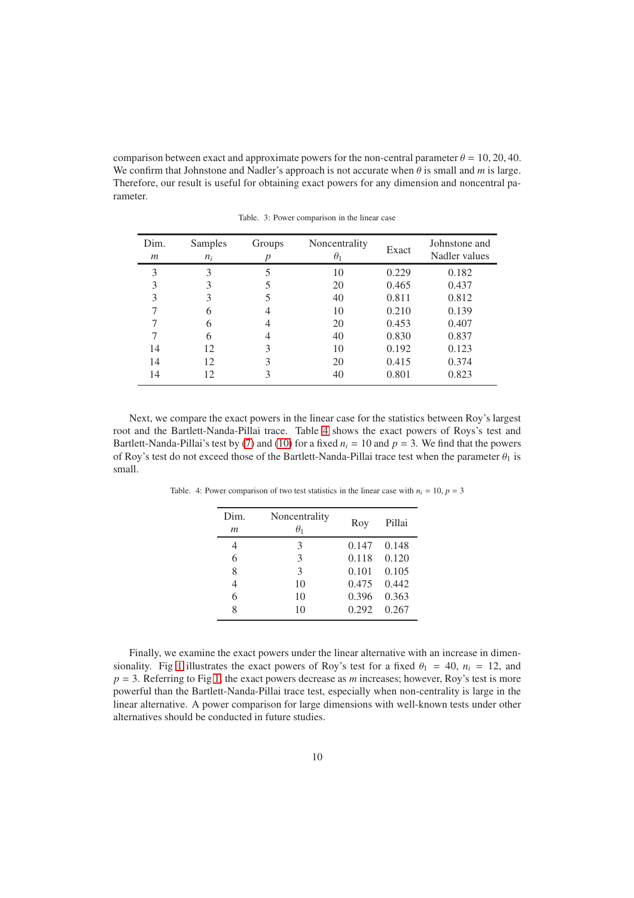comparison between exact and approximate powers for the non-central parameter $\theta = 10, 20, 40$. We confirm that Johnstone and Nadler's approach is not accurate when $\theta$ is small and $m$ is large. Therefore, our result is useful for obtaining exact powers for any dimension and noncentral parameter.

Table. 3: Power comparison in the linear case

| Dim. $m$ | Samples $n_i$ | Groups $p$ | Noncentrality $\theta_1$ | Exact | Johnstone and Nadler values |
|---|---|---|---|---|---|
| 3 | 3 | 5 | 10 | 0.229 | 0.182 |
| 3 | 3 | 5 | 20 | 0.465 | 0.437 |
| 3 | 3 | 5 | 40 | 0.811 | 0.812 |
| 7 | 6 | 4 | 10 | 0.210 | 0.139 |
| 7 | 6 | 4 | 20 | 0.453 | 0.407 |
| 7 | 6 | 4 | 40 | 0.830 | 0.837 |
| 14 | 12 | 3 | 10 | 0.192 | 0.123 |
| 14 | 12 | 3 | 20 | 0.415 | 0.374 |
| 14 | 12 | 3 | 40 | 0.801 | 0.823 |

Next, we compare the exact powers in the linear case for the statistics between Roy's largest root and the Bartlett-Nanda-Pillai trace. Table 4 shows the exact powers of Roys's test and Bartlett-Nanda-Pillai's test by (7) and (10) for a fixed $n_i = 10$ and $p = 3$. We find that the powers of Roy's test do not exceed those of the Bartlett-Nanda-Pillai trace test when the parameter $\theta_1$ is small.

Table. 4: Power comparison of two test statistics in the linear case with $n_i = 10$, $p = 3$

| Dim. $m$ | Noncentrality $\theta_1$ | Roy | Pillai |
|---|---|---|---|
| 4 | 3 | 0.147 | 0.148 |
| 6 | 3 | 0.118 | 0.120 |
| 8 | 3 | 0.101 | 0.105 |
| 4 | 10 | 0.475 | 0.442 |
| 6 | 10 | 0.396 | 0.363 |
| 8 | 10 | 0.292 | 0.267 |

Finally, we examine the exact powers under the linear alternative with an increase in dimensionality. Fig 1 illustrates the exact powers of Roy's test for a fixed $\theta_1 = 40$, $n_i = 12$, and $p = 3$. Referring to Fig 1, the exact powers decrease as $m$ increases; however, Roy's test is more powerful than the Bartlett-Nanda-Pillai trace test, especially when non-centrality is large in the linear alternative. A power comparison for large dimensions with well-known tests under other alternatives should be conducted in future studies.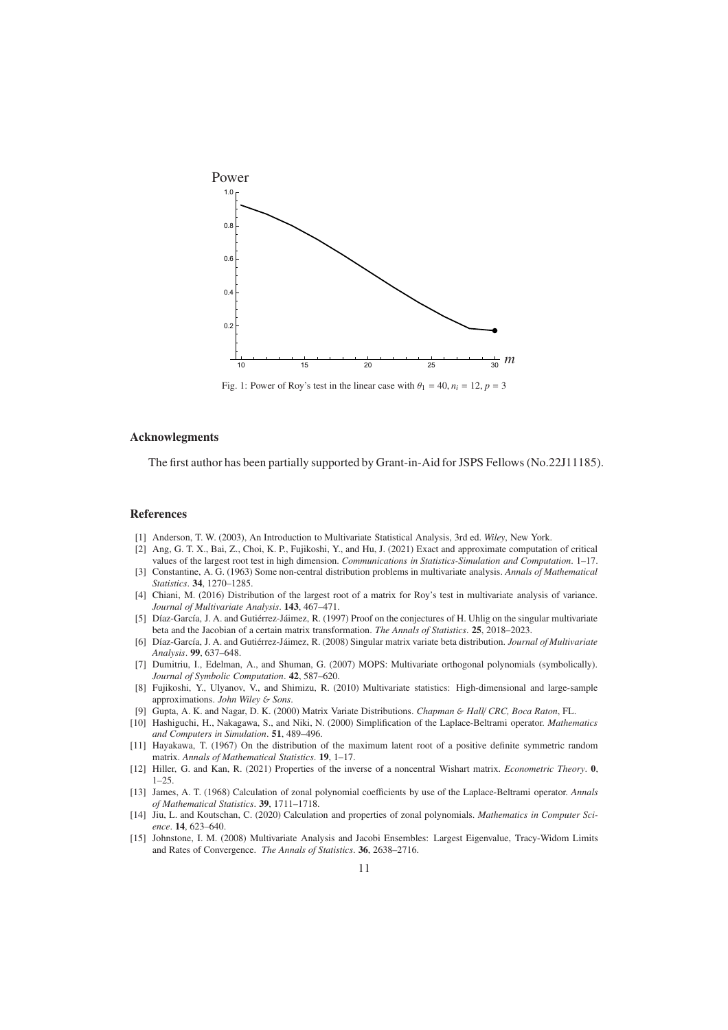Fig. 1: Power of Roy's test in the linear case with $\theta_1 = 40, n_i = 12, p = 3$

## Acknowlegments

The first author has been partially supported by Grant-in-Aid for JSPS Fellows (No.22J11185).

## References

[1] Anderson, T. W. (2003), An Introduction to Multivariate Statistical Analysis, 3rd ed. *Wiley*, New York.

[2] Ang, G. T. X., Bai, Z., Choi, K. P., Fujikoshi, Y., and Hu, J. (2021) Exact and approximate computation of critical values of the largest root test in high dimension. *Communications in Statistics-Simulation and Computation*. 1–17.

[3] Constantine, A. G. (1963) Some non-central distribution problems in multivariate analysis. *Annals of Mathematical Statistics*. **34**, 1270–1285.

[4] Chiani, M. (2016) Distribution of the largest root of a matrix for Roy's test in multivariate analysis of variance. *Journal of Multivariate Analysis*. **143**, 467–471.

[5] Díaz-García, J. A. and Gutiérrez-Jáimez, R. (1997) Proof on the conjectures of H. Uhlig on the singular multivariate beta and the Jacobian of a certain matrix transformation. *The Annals of Statistics*. **25**, 2018–2023.

[6] Díaz-García, J. A. and Gutiérrez-Jáimez, R. (2008) Singular matrix variate beta distribution. *Journal of Multivariate Analysis*. **99**, 637–648.

[7] Dumitriu, I., Edelman, A., and Shuman, G. (2007) MOPS: Multivariate orthogonal polynomials (symbolically). *Journal of Symbolic Computation*. **42**, 587–620.

[8] Fujikoshi, Y., Ulyanov, V., and Shimizu, R. (2010) Multivariate statistics: High-dimensional and large-sample approximations. *John Wiley & Sons*.

[9] Gupta, A. K. and Nagar, D. K. (2000) Matrix Variate Distributions. *Chapman & Hall/ CRC, Boca Raton*, FL.

[10] Hashiguchi, H., Nakagawa, S., and Niki, N. (2000) Simplification of the Laplace-Beltrami operator. *Mathematics and Computers in Simulation*. **51**, 489–496.

[11] Hayakawa, T. (1967) On the distribution of the maximum latent root of a positive definite symmetric random matrix. *Annals of Mathematical Statistics*. **19**, 1–17.

[12] Hiller, G. and Kan, R. (2021) Properties of the inverse of a noncentral Wishart matrix. *Econometric Theory*. **0**, 1–25.

[13] James, A. T. (1968) Calculation of zonal polynomial coefficients by use of the Laplace-Beltrami operator. *Annals of Mathematical Statistics*. **39**, 1711–1718.

[14] Jiu, L. and Koutschan, C. (2020) Calculation and properties of zonal polynomials. *Mathematics in Computer Science*. **14**, 623–640.

[15] Johnstone, I. M. (2008) Multivariate Analysis and Jacobi Ensembles: Largest Eigenvalue, Tracy-Widom Limits and Rates of Convergence. *The Annals of Statistics*. **36**, 2638–2716.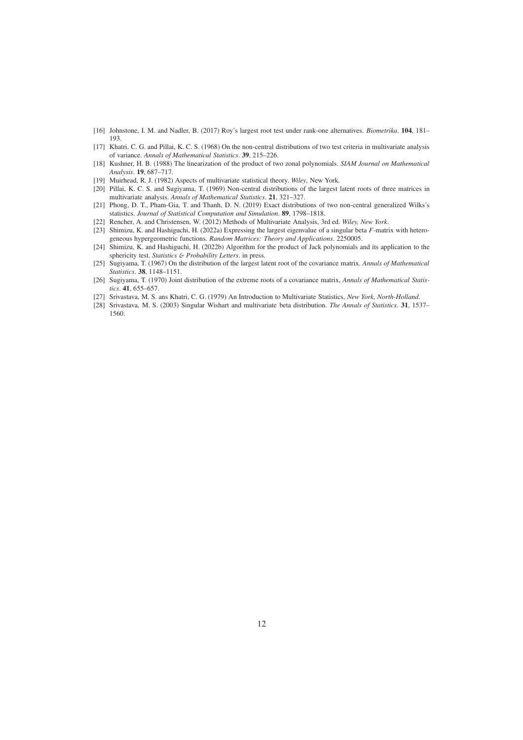[16] Johnstone, I. M. and Nadler, B. (2017) Roy's largest root test under rank-one alternatives. *Biometrika*. **104**, 181–193.

[17] Khatri, C. G. and Pillai, K. C. S. (1968) On the non-central distributions of two test criteria in multivariate analysis of variance. *Annals of Mathematical Statistics*. **39**, 215–226.

[18] Kushner, H. B. (1988) The linearization of the product of two zonal polynomials. *SIAM Journal on Mathematical Analysis*. **19**, 687–717.

[19] Muirhead, R. J. (1982) Aspects of multivariate statistical theory. *Wiley*, New York.

[20] Pillai, K. C. S. and Sugiyama, T. (1969) Non-central distributions of the largest latent roots of three matrices in multivariate analysis. *Annals of Mathematical Statistics*. **21**, 321–327.

[21] Phong, D. T., Pham-Gia, T. and Thanh, D. N. (2019) Exact distributions of two non-central generalized Wilks's statistics. *Journal of Statistical Computation and Simulation*. **89**, 1798–1818.

[22] Rencher, A. and Christensen, W. (2012) Methods of Multivariate Analysis, 3rd ed. *Wiley, New York*.

[23] Shimizu, K. and Hashiguchi, H. (2022a) Expressing the largest eigenvalue of a singular beta $F$-matrix with heterogeneous hypergeometric functions. *Random Matrices: Theory and Applications*. 2250005.

[24] Shimizu, K. and Hashiguchi, H. (2022b) Algorithm for the product of Jack polynomials and its application to the sphericity test. *Statistics & Probability Letters*. in press.

[25] Sugiyama, T. (1967) On the distribution of the largest latent root of the covariance matrix. *Annals of Mathematical Statistics*. **38**, 1148–1151.

[26] Sugiyama, T. (1970) Joint distribution of the extreme roots of a covariance matrix, *Annals of Mathematical Statistics*. **41**, 655–657.

[27] Srivastava, M. S. ans Khatri, C. G. (1979) An Introduction to Multivariate Statistics, *New York, North-Holland*.

[28] Srivastava, M. S. (2003) Singular Wishart and multivariate beta distribution. *The Annals of Statistics*. **31**, 1537–1560.